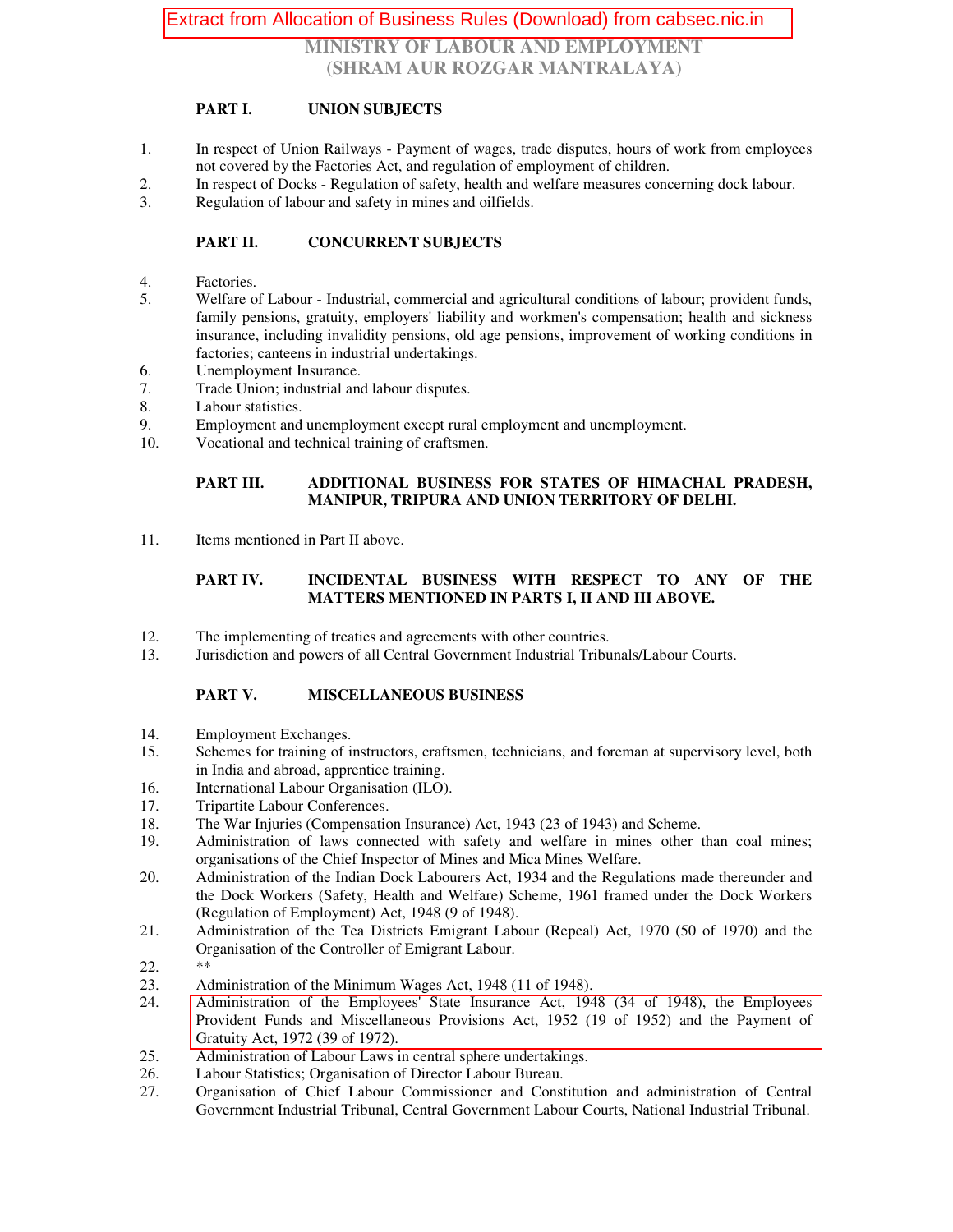Extract from Allocation of Business Rules (Download) from cabsec.nic.in

# MINISTRY OF LABOUR AND EMPLOYMENT
# (SHRAM AUR ROZGAR MANTRALAYA)

## PART I. UNION SUBJECTS

1. In respect of Union Railways - Payment of wages, trade disputes, hours of work from employees not covered by the Factories Act, and regulation of employment of children.
2. In respect of Docks - Regulation of safety, health and welfare measures concerning dock labour.
3. Regulation of labour and safety in mines and oilfields.

## PART II. CONCURRENT SUBJECTS

4. Factories.
5. Welfare of Labour - Industrial, commercial and agricultural conditions of labour; provident funds, family pensions, gratuity, employers' liability and workmen's compensation; health and sickness insurance, including invalidity pensions, old age pensions, improvement of working conditions in factories; canteens in industrial undertakings.
6. Unemployment Insurance.
7. Trade Union; industrial and labour disputes.
8. Labour statistics.
9. Employment and unemployment except rural employment and unemployment.
10. Vocational and technical training of craftsmen.

## PART III. ADDITIONAL BUSINESS FOR STATES OF HIMACHAL PRADESH, MANIPUR, TRIPURA AND UNION TERRITORY OF DELHI.

11. Items mentioned in Part II above.

## PART IV. INCIDENTAL BUSINESS WITH RESPECT TO ANY OF THE MATTERS MENTIONED IN PARTS I, II AND III ABOVE.

12. The implementing of treaties and agreements with other countries.
13. Jurisdiction and powers of all Central Government Industrial Tribunals/Labour Courts.

## PART V. MISCELLANEOUS BUSINESS

14. Employment Exchanges.
15. Schemes for training of instructors, craftsmen, technicians, and foreman at supervisory level, both in India and abroad, apprentice training.
16. International Labour Organisation (ILO).
17. Tripartite Labour Conferences.
18. The War Injuries (Compensation Insurance) Act, 1943 (23 of 1943) and Scheme.
19. Administration of laws connected with safety and welfare in mines other than coal mines; organisations of the Chief Inspector of Mines and Mica Mines Welfare.
20. Administration of the Indian Dock Labourers Act, 1934 and the Regulations made thereunder and the Dock Workers (Safety, Health and Welfare) Scheme, 1961 framed under the Dock Workers (Regulation of Employment) Act, 1948 (9 of 1948).
21. Administration of the Tea Districts Emigrant Labour (Repeal) Act, 1970 (50 of 1970) and the Organisation of the Controller of Emigrant Labour.
22. **
23. Administration of the Minimum Wages Act, 1948 (11 of 1948).
24. Administration of the Employees' State Insurance Act, 1948 (34 of 1948), the Employees Provident Funds and Miscellaneous Provisions Act, 1952 (19 of 1952) and the Payment of Gratuity Act, 1972 (39 of 1972).
25. Administration of Labour Laws in central sphere undertakings.
26. Labour Statistics; Organisation of Director Labour Bureau.
27. Organisation of Chief Labour Commissioner and Constitution and administration of Central Government Industrial Tribunal, Central Government Labour Courts, National Industrial Tribunal.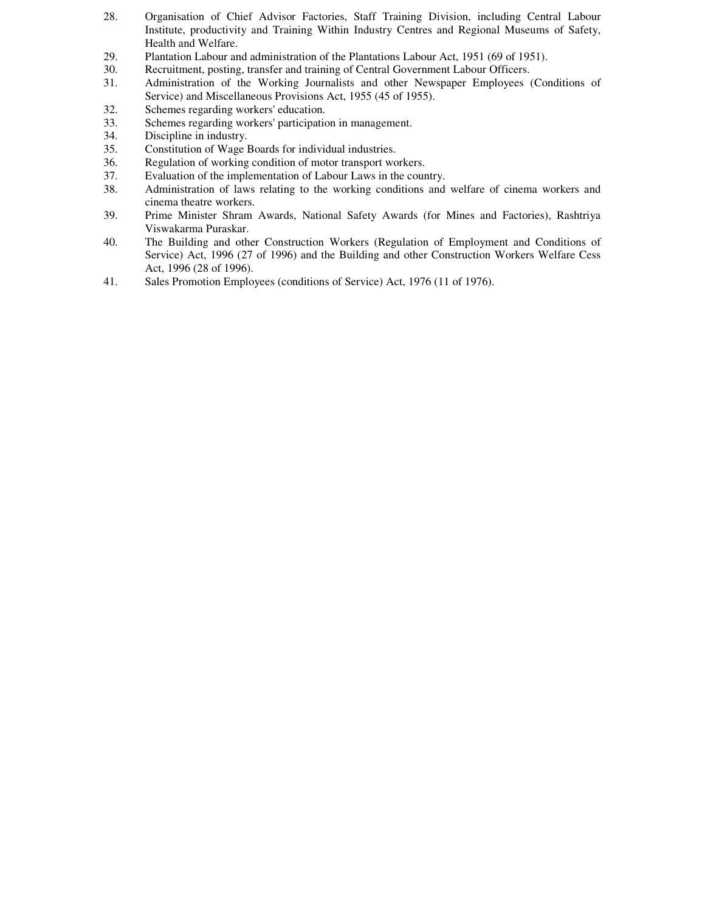28. Organisation of Chief Advisor Factories, Staff Training Division, including Central Labour Institute, productivity and Training Within Industry Centres and Regional Museums of Safety, Health and Welfare.
29. Plantation Labour and administration of the Plantations Labour Act, 1951 (69 of 1951).
30. Recruitment, posting, transfer and training of Central Government Labour Officers.
31. Administration of the Working Journalists and other Newspaper Employees (Conditions of Service) and Miscellaneous Provisions Act, 1955 (45 of 1955).
32. Schemes regarding workers' education.
33. Schemes regarding workers' participation in management.
34. Discipline in industry.
35. Constitution of Wage Boards for individual industries.
36. Regulation of working condition of motor transport workers.
37. Evaluation of the implementation of Labour Laws in the country.
38. Administration of laws relating to the working conditions and welfare of cinema workers and cinema theatre workers.
39. Prime Minister Shram Awards, National Safety Awards (for Mines and Factories), Rashtriya Viswakarma Puraskar.
40. The Building and other Construction Workers (Regulation of Employment and Conditions of Service) Act, 1996 (27 of 1996) and the Building and other Construction Workers Welfare Cess Act, 1996 (28 of 1996).
41. Sales Promotion Employees (conditions of Service) Act, 1976 (11 of 1976).